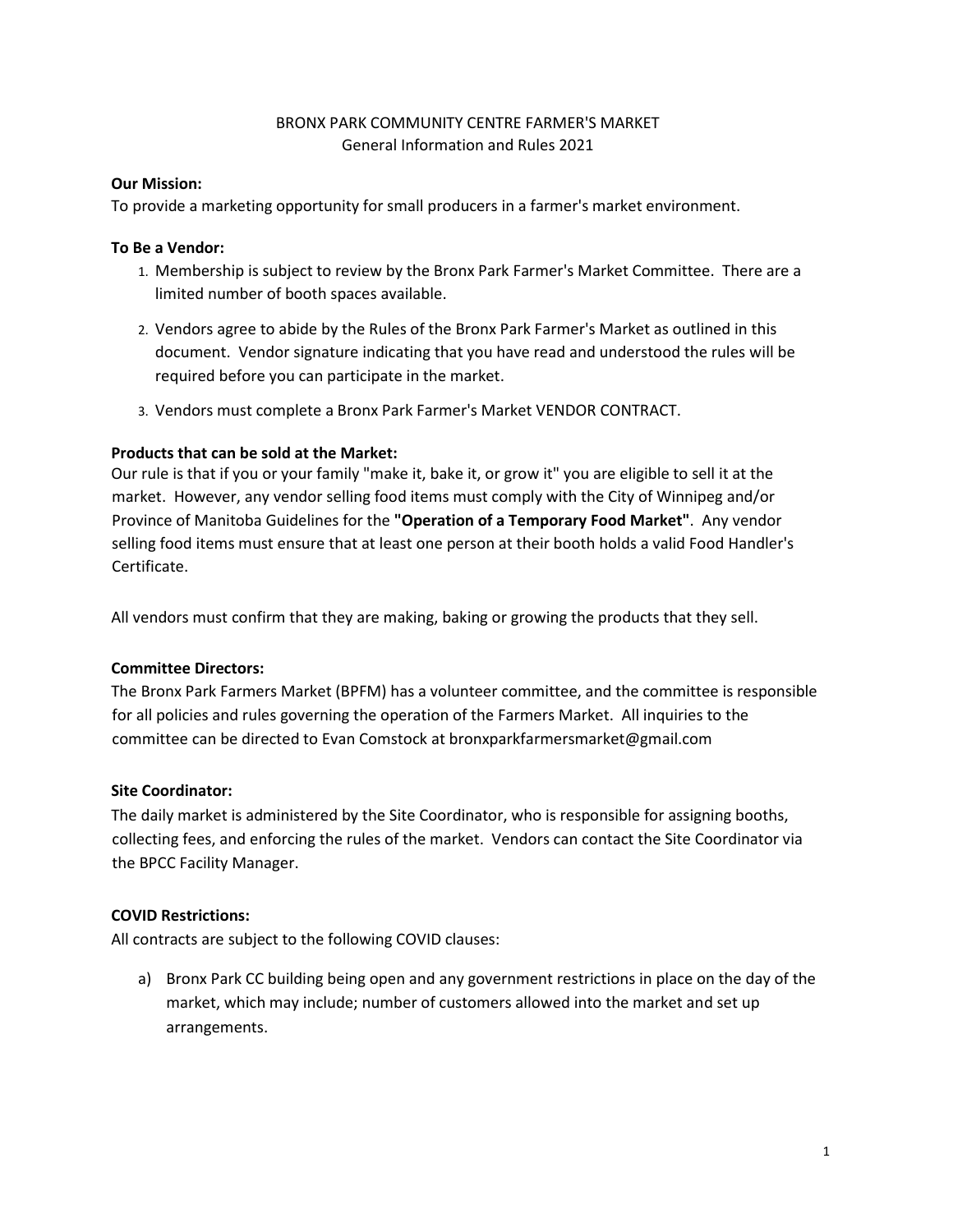# BRONX PARK COMMUNITY CENTRE FARMER'S MARKET
## General Information and Rules 2021

**Our Mission:**
To provide a marketing opportunity for small producers in a farmer's market environment.

**To Be a Vendor:**

1. Membership is subject to review by the Bronx Park Farmer's Market Committee. There are a limited number of booth spaces available.
2. Vendors agree to abide by the Rules of the Bronx Park Farmer's Market as outlined in this document. Vendor signature indicating that you have read and understood the rules will be required before you can participate in the market.
3. Vendors must complete a Bronx Park Farmer's Market VENDOR CONTRACT.

**Products that can be sold at the Market:**
Our rule is that if you or your family "make it, bake it, or grow it" you are eligible to sell it at the market. However, any vendor selling food items must comply with the City of Winnipeg and/or Province of Manitoba Guidelines for the **"Operation of a Temporary Food Market"**. Any vendor selling food items must ensure that at least one person at their booth holds a valid Food Handler's Certificate.

All vendors must confirm that they are making, baking or growing the products that they sell.

**Committee Directors:**
The Bronx Park Farmers Market (BPFM) has a volunteer committee, and the committee is responsible for all policies and rules governing the operation of the Farmers Market. All inquiries to the committee can be directed to Evan Comstock at bronxparkfarmersmarket@gmail.com

**Site Coordinator:**
The daily market is administered by the Site Coordinator, who is responsible for assigning booths, collecting fees, and enforcing the rules of the market. Vendors can contact the Site Coordinator via the BPCC Facility Manager.

**COVID Restrictions:**
All contracts are subject to the following COVID clauses:

a) Bronx Park CC building being open and any government restrictions in place on the day of the market, which may include; number of customers allowed into the market and set up arrangements.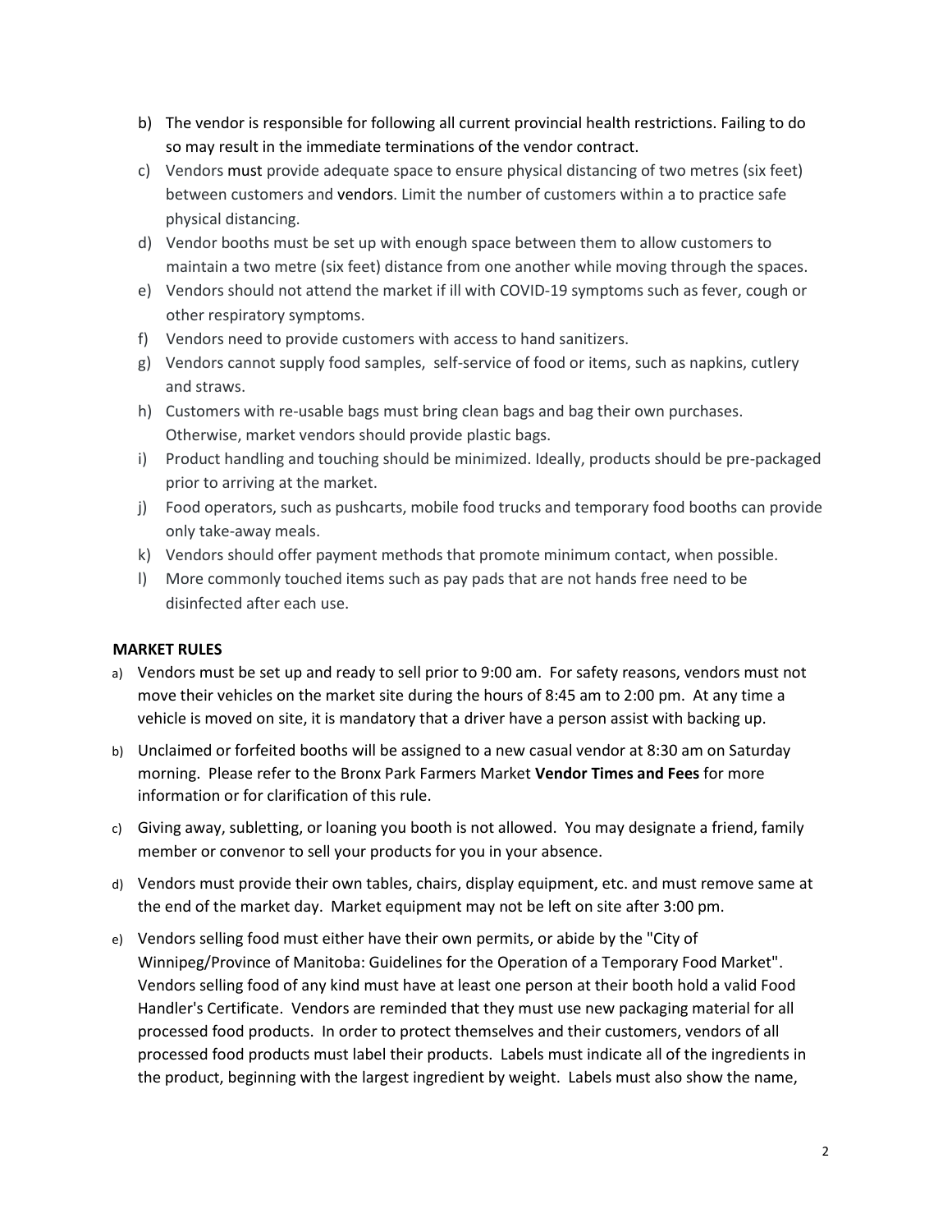b) The vendor is responsible for following all current provincial health restrictions. Failing to do so may result in the immediate terminations of the vendor contract.
c) Vendors must provide adequate space to ensure physical distancing of two metres (six feet) between customers and vendors. Limit the number of customers within a to practice safe physical distancing.
d) Vendor booths must be set up with enough space between them to allow customers to maintain a two metre (six feet) distance from one another while moving through the spaces.
e) Vendors should not attend the market if ill with COVID-19 symptoms such as fever, cough or other respiratory symptoms.
f) Vendors need to provide customers with access to hand sanitizers.
g) Vendors cannot supply food samples, self-service of food or items, such as napkins, cutlery and straws.
h) Customers with re-usable bags must bring clean bags and bag their own purchases. Otherwise, market vendors should provide plastic bags.
i) Product handling and touching should be minimized. Ideally, products should be pre-packaged prior to arriving at the market.
j) Food operators, such as pushcarts, mobile food trucks and temporary food booths can provide only take-away meals.
k) Vendors should offer payment methods that promote minimum contact, when possible.
l) More commonly touched items such as pay pads that are not hands free need to be disinfected after each use.

**MARKET RULES**

a) Vendors must be set up and ready to sell prior to 9:00 am. For safety reasons, vendors must not move their vehicles on the market site during the hours of 8:45 am to 2:00 pm. At any time a vehicle is moved on site, it is mandatory that a driver have a person assist with backing up.

b) Unclaimed or forfeited booths will be assigned to a new casual vendor at 8:30 am on Saturday morning. Please refer to the Bronx Park Farmers Market **Vendor Times and Fees** for more information or for clarification of this rule.

c) Giving away, subletting, or loaning you booth is not allowed. You may designate a friend, family member or convenor to sell your products for you in your absence.

d) Vendors must provide their own tables, chairs, display equipment, etc. and must remove same at the end of the market day. Market equipment may not be left on site after 3:00 pm.

e) Vendors selling food must either have their own permits, or abide by the "City of Winnipeg/Province of Manitoba: Guidelines for the Operation of a Temporary Food Market". Vendors selling food of any kind must have at least one person at their booth hold a valid Food Handler's Certificate. Vendors are reminded that they must use new packaging material for all processed food products. In order to protect themselves and their customers, vendors of all processed food products must label their products. Labels must indicate all of the ingredients in the product, beginning with the largest ingredient by weight. Labels must also show the name,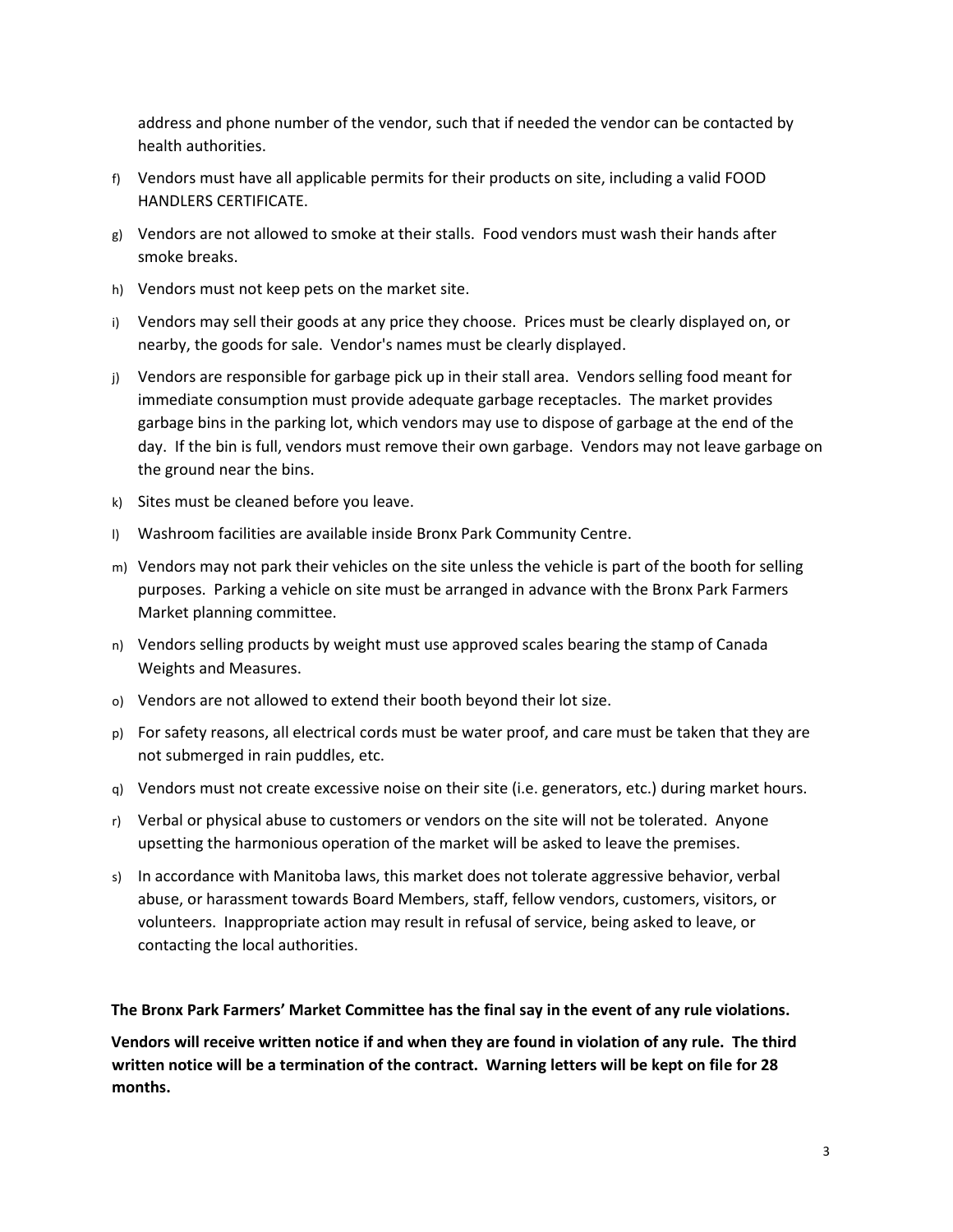address and phone number of the vendor, such that if needed the vendor can be contacted by health authorities.

f) Vendors must have all applicable permits for their products on site, including a valid FOOD HANDLERS CERTIFICATE.

g) Vendors are not allowed to smoke at their stalls. Food vendors must wash their hands after smoke breaks.

h) Vendors must not keep pets on the market site.

i) Vendors may sell their goods at any price they choose. Prices must be clearly displayed on, or nearby, the goods for sale. Vendor's names must be clearly displayed.

j) Vendors are responsible for garbage pick up in their stall area. Vendors selling food meant for immediate consumption must provide adequate garbage receptacles. The market provides garbage bins in the parking lot, which vendors may use to dispose of garbage at the end of the day. If the bin is full, vendors must remove their own garbage. Vendors may not leave garbage on the ground near the bins.

k) Sites must be cleaned before you leave.

l) Washroom facilities are available inside Bronx Park Community Centre.

m) Vendors may not park their vehicles on the site unless the vehicle is part of the booth for selling purposes. Parking a vehicle on site must be arranged in advance with the Bronx Park Farmers Market planning committee.

n) Vendors selling products by weight must use approved scales bearing the stamp of Canada Weights and Measures.

o) Vendors are not allowed to extend their booth beyond their lot size.

p) For safety reasons, all electrical cords must be water proof, and care must be taken that they are not submerged in rain puddles, etc.

q) Vendors must not create excessive noise on their site (i.e. generators, etc.) during market hours.

r) Verbal or physical abuse to customers or vendors on the site will not be tolerated. Anyone upsetting the harmonious operation of the market will be asked to leave the premises.

s) In accordance with Manitoba laws, this market does not tolerate aggressive behavior, verbal abuse, or harassment towards Board Members, staff, fellow vendors, customers, visitors, or volunteers. Inappropriate action may result in refusal of service, being asked to leave, or contacting the local authorities.

**The Bronx Park Farmers' Market Committee has the final say in the event of any rule violations.**

**Vendors will receive written notice if and when they are found in violation of any rule. The third written notice will be a termination of the contract. Warning letters will be kept on file for 28 months.**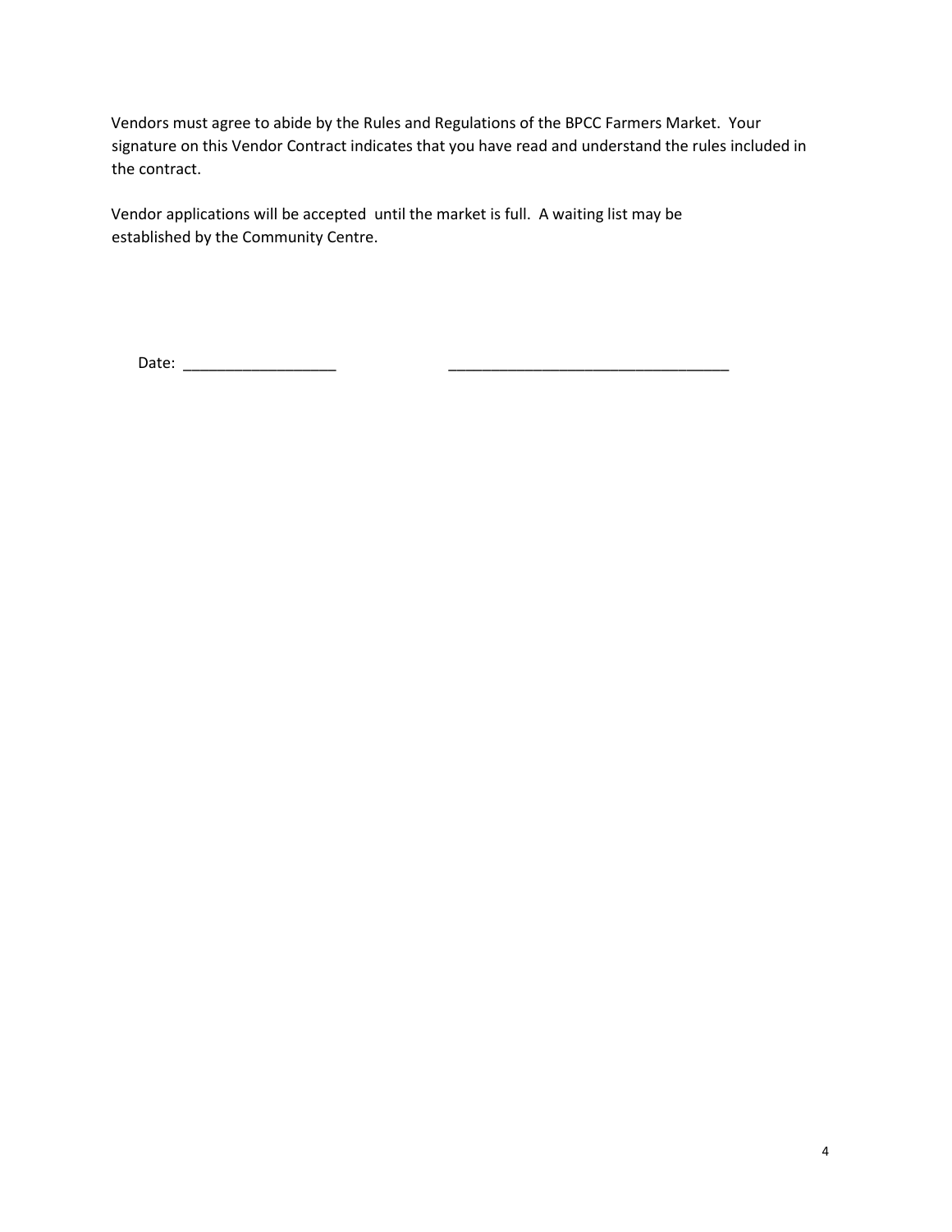Vendors must agree to abide by the Rules and Regulations of the BPCC Farmers Market. Your signature on this Vendor Contract indicates that you have read and understand the rules included in the contract.

Vendor applications will be accepted until the market is full. A waiting list may be established by the Community Centre.

Date: __________________ _________________________________